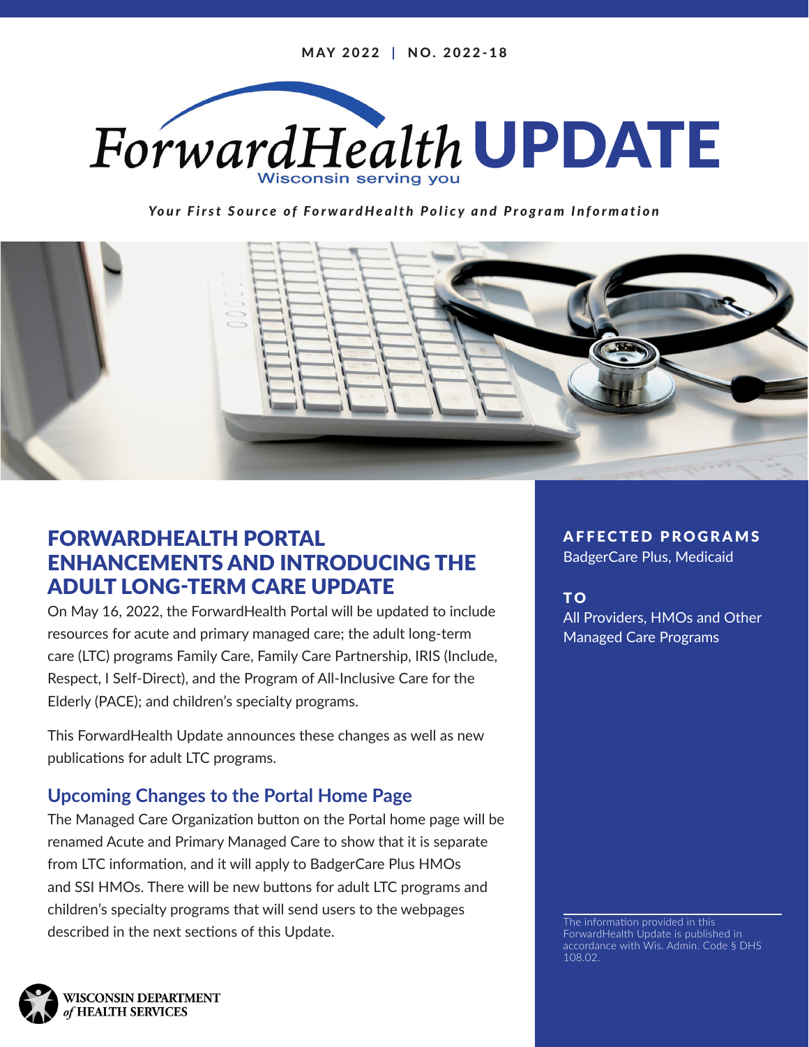MAY 2022 | NO. 2022-18

# ForwardHealth UPDATE

Wisconsin serving you

*Your First Source of ForwardHealth Policy and Program Information*

## FORWARDHEALTH PORTAL ENHANCEMENTS AND INTRODUCING THE ADULT LONG-TERM CARE UPDATE

On May 16, 2022, the ForwardHealth Portal will be updated to include resources for acute and primary managed care; the adult long-term care (LTC) programs Family Care, Family Care Partnership, IRIS (Include, Respect, I Self-Direct), and the Program of All-Inclusive Care for the Elderly (PACE); and children's specialty programs.

This ForwardHealth Update announces these changes as well as new publications for adult LTC programs.

### Upcoming Changes to the Portal Home Page

The Managed Care Organization button on the Portal home page will be renamed Acute and Primary Managed Care to show that it is separate from LTC information, and it will apply to BadgerCare Plus HMOs and SSI HMOs. There will be new buttons for adult LTC programs and children's specialty programs that will send users to the webpages described in the next sections of this Update.

**AFFECTED PROGRAMS**

BadgerCare Plus, Medicaid

**TO**

All Providers, HMOs and Other Managed Care Programs

The information provided in this ForwardHealth Update is published in accordance with Wis. Admin. Code § DHS 108.02.

WISCONSIN DEPARTMENT of HEALTH SERVICES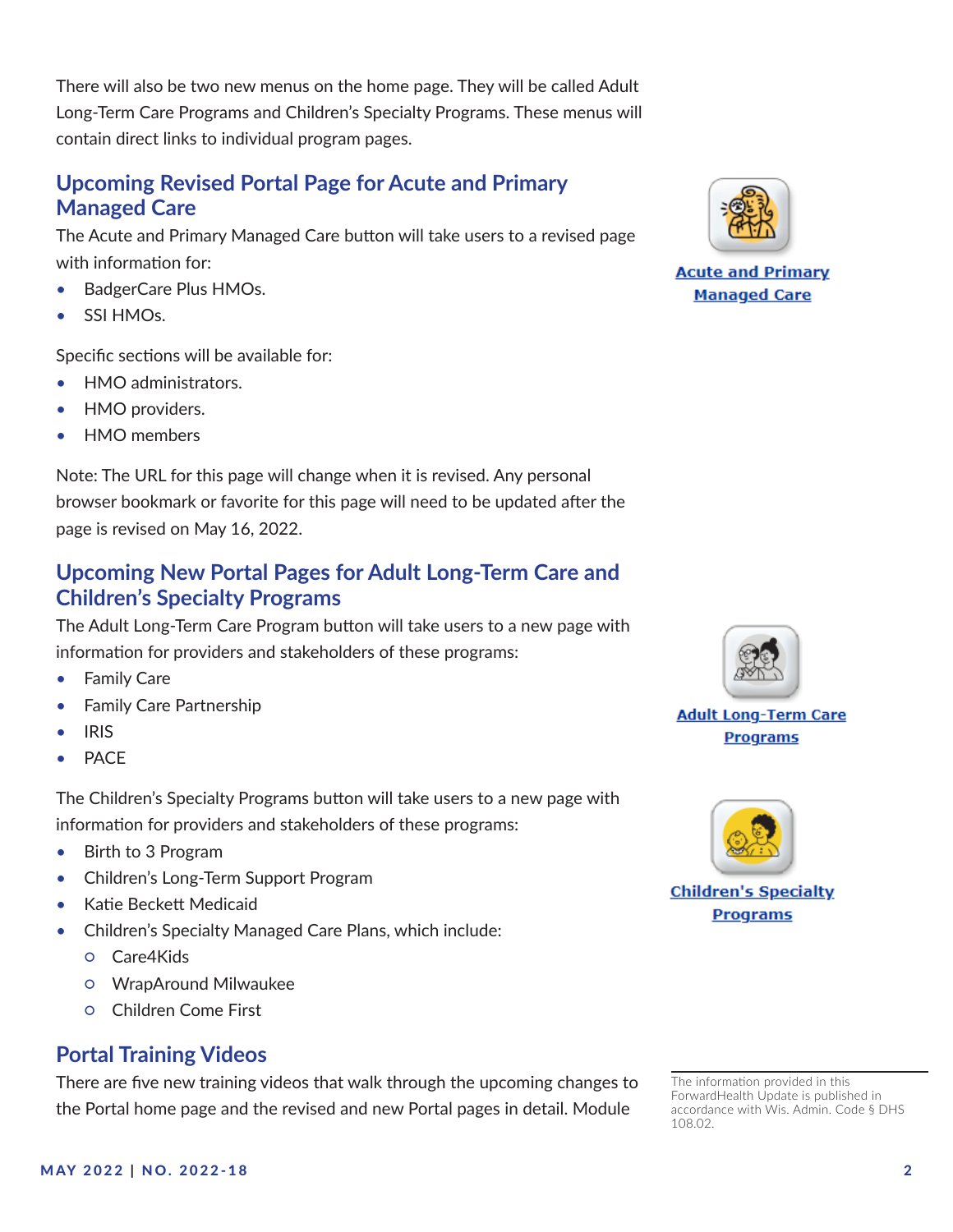There will also be two new menus on the home page. They will be called Adult Long-Term Care Programs and Children's Specialty Programs. These menus will contain direct links to individual program pages.

## Upcoming Revised Portal Page for Acute and Primary Managed Care

The Acute and Primary Managed Care button will take users to a revised page with information for:

- BadgerCare Plus HMOs.
- SSI HMOs.

Specific sections will be available for:

- HMO administrators.
- HMO providers.
- HMO members

Note: The URL for this page will change when it is revised. Any personal browser bookmark or favorite for this page will need to be updated after the page is revised on May 16, 2022.

**Acute and Primary Managed Care**

## Upcoming New Portal Pages for Adult Long-Term Care and Children's Specialty Programs

The Adult Long-Term Care Program button will take users to a new page with information for providers and stakeholders of these programs:

- Family Care
- Family Care Partnership
- IRIS
- PACE

**Adult Long-Term Care Programs**

The Children's Specialty Programs button will take users to a new page with information for providers and stakeholders of these programs:

- Birth to 3 Program
- Children's Long-Term Support Program
- Katie Beckett Medicaid
- Children's Specialty Managed Care Plans, which include:
  - Care4Kids
  - WrapAround Milwaukee
  - Children Come First

**Children's Specialty Programs**

## Portal Training Videos

There are five new training videos that walk through the upcoming changes to the Portal home page and the revised and new Portal pages in detail. Module

The information provided in this ForwardHealth Update is published in accordance with Wis. Admin. Code § DHS 108.02.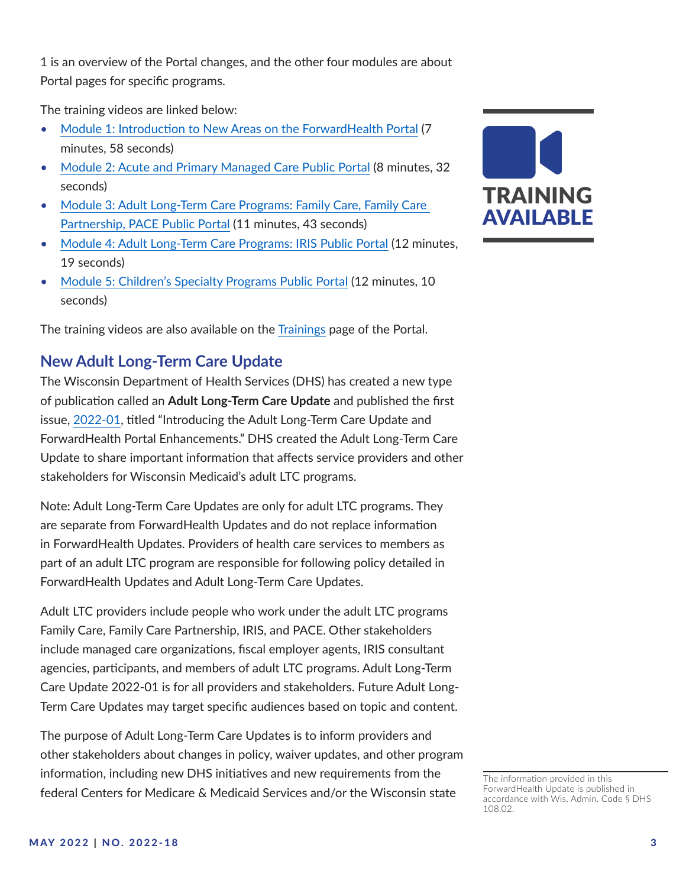1 is an overview of the Portal changes, and the other four modules are about Portal pages for specific programs.

The training videos are linked below:

- Module 1: Introduction to New Areas on the ForwardHealth Portal (7 minutes, 58 seconds)
- Module 2: Acute and Primary Managed Care Public Portal (8 minutes, 32 seconds)
- Module 3: Adult Long-Term Care Programs: Family Care, Family Care Partnership, PACE Public Portal (11 minutes, 43 seconds)
- Module 4: Adult Long-Term Care Programs: IRIS Public Portal (12 minutes, 19 seconds)
- Module 5: Children's Specialty Programs Public Portal (12 minutes, 10 seconds)

The training videos are also available on the Trainings page of the Portal.

TRAINING AVAILABLE

## New Adult Long-Term Care Update

The Wisconsin Department of Health Services (DHS) has created a new type of publication called an **Adult Long-Term Care Update** and published the first issue, 2022-01, titled "Introducing the Adult Long-Term Care Update and ForwardHealth Portal Enhancements." DHS created the Adult Long-Term Care Update to share important information that affects service providers and other stakeholders for Wisconsin Medicaid's adult LTC programs.

Note: Adult Long-Term Care Updates are only for adult LTC programs. They are separate from ForwardHealth Updates and do not replace information in ForwardHealth Updates. Providers of health care services to members as part of an adult LTC program are responsible for following policy detailed in ForwardHealth Updates and Adult Long-Term Care Updates.

Adult LTC providers include people who work under the adult LTC programs Family Care, Family Care Partnership, IRIS, and PACE. Other stakeholders include managed care organizations, fiscal employer agents, IRIS consultant agencies, participants, and members of adult LTC programs. Adult Long-Term Care Update 2022-01 is for all providers and stakeholders. Future Adult Long-Term Care Updates may target specific audiences based on topic and content.

The purpose of Adult Long-Term Care Updates is to inform providers and other stakeholders about changes in policy, waiver updates, and other program information, including new DHS initiatives and new requirements from the federal Centers for Medicare & Medicaid Services and/or the Wisconsin state

The information provided in this ForwardHealth Update is published in accordance with Wis. Admin. Code § DHS 108.02.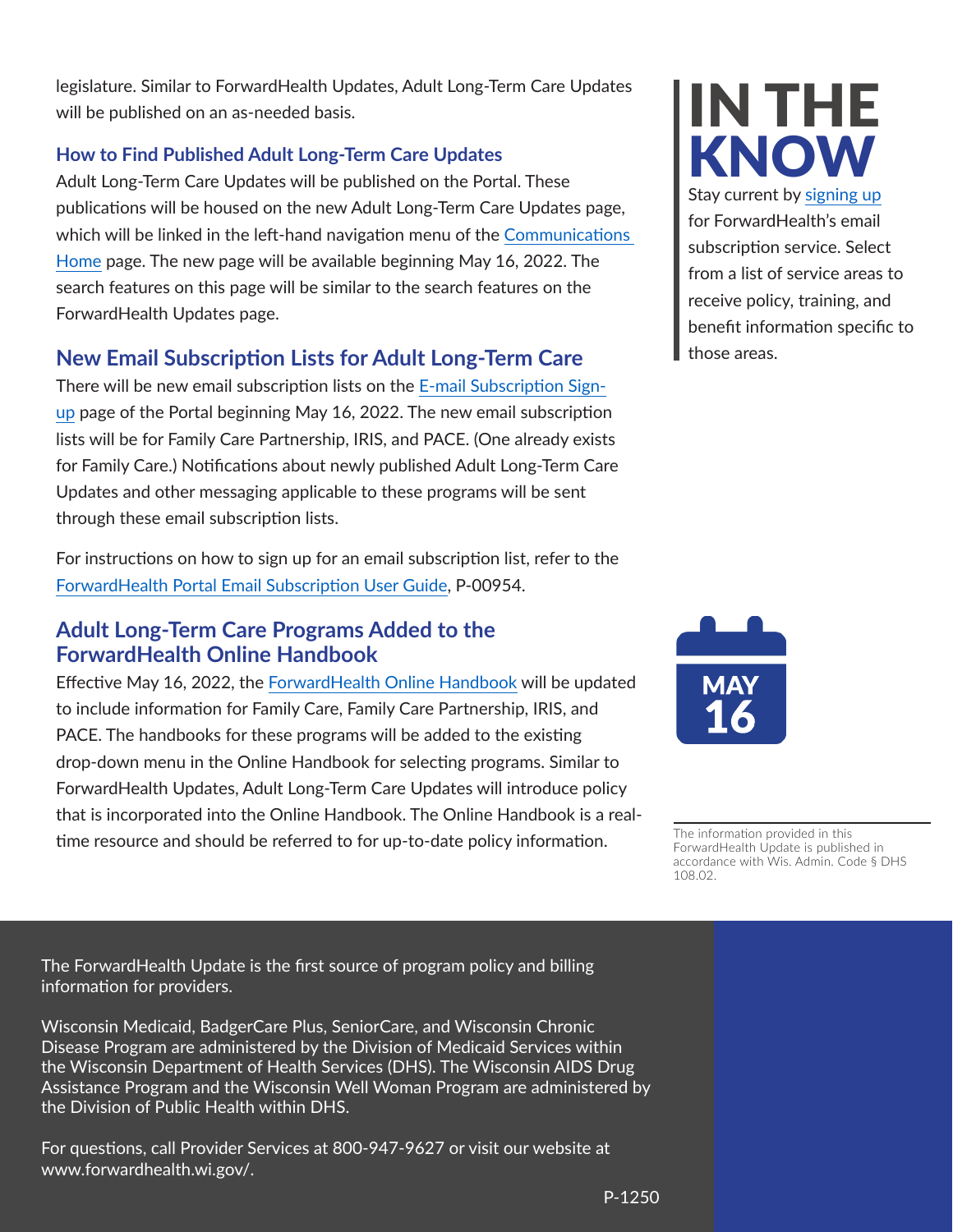legislature. Similar to ForwardHealth Updates, Adult Long-Term Care Updates will be published on an as-needed basis.

### How to Find Published Adult Long-Term Care Updates

Adult Long-Term Care Updates will be published on the Portal. These publications will be housed on the new Adult Long-Term Care Updates page, which will be linked in the left-hand navigation menu of the Communications Home page. The new page will be available beginning May 16, 2022. The search features on this page will be similar to the search features on the ForwardHealth Updates page.

## New Email Subscription Lists for Adult Long-Term Care

There will be new email subscription lists on the E-mail Subscription Sign-up page of the Portal beginning May 16, 2022. The new email subscription lists will be for Family Care Partnership, IRIS, and PACE. (One already exists for Family Care.) Notifications about newly published Adult Long-Term Care Updates and other messaging applicable to these programs will be sent through these email subscription lists.

For instructions on how to sign up for an email subscription list, refer to the ForwardHealth Portal Email Subscription User Guide, P-00954.

## Adult Long-Term Care Programs Added to the ForwardHealth Online Handbook

Effective May 16, 2022, the ForwardHealth Online Handbook will be updated to include information for Family Care, Family Care Partnership, IRIS, and PACE. The handbooks for these programs will be added to the existing drop-down menu in the Online Handbook for selecting programs. Similar to ForwardHealth Updates, Adult Long-Term Care Updates will introduce policy that is incorporated into the Online Handbook. The Online Handbook is a real-time resource and should be referred to for up-to-date policy information.

## IN THE KNOW

Stay current by signing up for ForwardHealth's email subscription service. Select from a list of service areas to receive policy, training, and benefit information specific to those areas.

MAY 16

The information provided in this ForwardHealth Update is published in accordance with Wis. Admin. Code § DHS 108.02.

The ForwardHealth Update is the first source of program policy and billing information for providers.

Wisconsin Medicaid, BadgerCare Plus, SeniorCare, and Wisconsin Chronic Disease Program are administered by the Division of Medicaid Services within the Wisconsin Department of Health Services (DHS). The Wisconsin AIDS Drug Assistance Program and the Wisconsin Well Woman Program are administered by the Division of Public Health within DHS.

For questions, call Provider Services at 800-947-9627 or visit our website at www.forwardhealth.wi.gov/.

P-1250